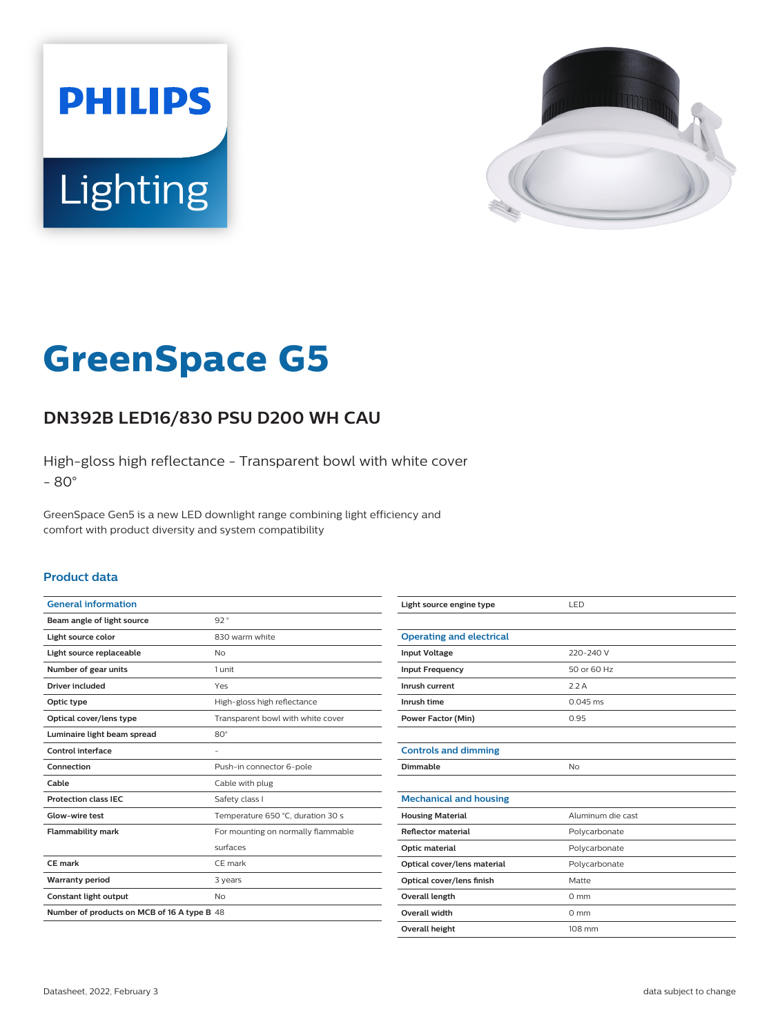# GreenSpace G5

## DN392B LED16/830 PSU D200 WH CAU

High-gloss high reflectance - Transparent bowl with white cover - 80°

GreenSpace Gen5 is a new LED downlight range combining light efficiency and comfort with product diversity and system compatibility

### Product data

| General information | |
|---|---|
| Beam angle of light source | 92 ° |
| Light source color | 830 warm white |
| Light source replaceable | No |
| Number of gear units | 1 unit |
| Driver included | Yes |
| Optic type | High-gloss high reflectance |
| Optical cover/lens type | Transparent bowl with white cover |
| Luminaire light beam spread | 80° |
| Control interface | - |
| Connection | Push-in connector 6-pole |
| Cable | Cable with plug |
| Protection class IEC | Safety class I |
| Glow-wire test | Temperature 650 °C, duration 30 s |
| Flammability mark | For mounting on normally flammable surfaces |
| CE mark | CE mark |
| Warranty period | 3 years |
| Constant light output | No |
| Number of products on MCB of 16 A type B | 48 |
| Light source engine type | LED |

| Operating and electrical | |
|---|---|
| Input Voltage | 220-240 V |
| Input Frequency | 50 or 60 Hz |
| Inrush current | 2.2 A |
| Inrush time | 0.045 ms |
| Power Factor (Min) | 0.95 |

| Controls and dimming | |
|---|---|
| Dimmable | No |

| Mechanical and housing | |
|---|---|
| Housing Material | Aluminum die cast |
| Reflector material | Polycarbonate |
| Optic material | Polycarbonate |
| Optical cover/lens material | Polycarbonate |
| Optical cover/lens finish | Matte |
| Overall length | 0 mm |
| Overall width | 0 mm |
| Overall height | 108 mm |

Datasheet, 2022, February 3 — data subject to change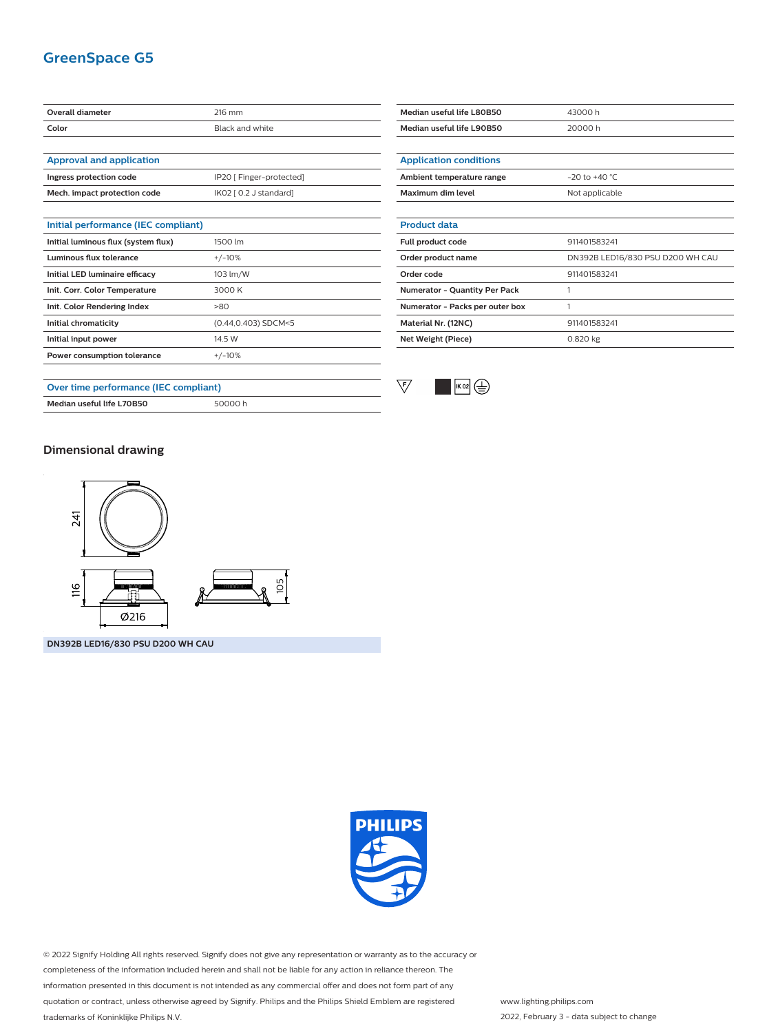## GreenSpace G5

| | |
|---|---|
| Overall diameter | 216 mm |
| Color | Black and white |

| Approval and application | |
|---|---|
| Ingress protection code | IP20 [ Finger-protected] |
| Mech. impact protection code | IK02 [ 0.2 J standard] |

| Initial performance (IEC compliant) | |
|---|---|
| Initial luminous flux (system flux) | 1500 lm |
| Luminous flux tolerance | +/-10% |
| Initial LED luminaire efficacy | 103 lm/W |
| Init. Corr. Color Temperature | 3000 K |
| Init. Color Rendering Index | >80 |
| Initial chromaticity | (0.44,0.403) SDCM<5 |
| Initial input power | 14.5 W |
| Power consumption tolerance | +/-10% |

| Over time performance (IEC compliant) | |
|---|---|
| Median useful life L70B50 | 50000 h |
| Median useful life L80B50 | 43000 h |
| Median useful life L90B50 | 20000 h |

| Application conditions | |
|---|---|
| Ambient temperature range | -20 to +40 °C |
| Maximum dim level | Not applicable |

| Product data | |
|---|---|
| Full product code | 911401583241 |
| Order product name | DN392B LED16/830 PSU D200 WH CAU |
| Order code | 911401583241 |
| Numerator - Quantity Per Pack | 1 |
| Numerator - Packs per outer box | 1 |
| Material Nr. (12NC) | 911401583241 |
| Net Weight (Piece) | 0.820 kg |

### Dimensional drawing

241

116

Ø216

105

DN392B LED16/830 PSU D200 WH CAU

© 2022 Signify Holding All rights reserved. Signify does not give any representation or warranty as to the accuracy or completeness of the information included herein and shall not be liable for any action in reliance thereon. The information presented in this document is not intended as any commercial offer and does not form part of any quotation or contract, unless otherwise agreed by Signify. Philips and the Philips Shield Emblem are registered trademarks of Koninklijke Philips N.V.

www.lighting.philips.com

2022, February 3 - data subject to change